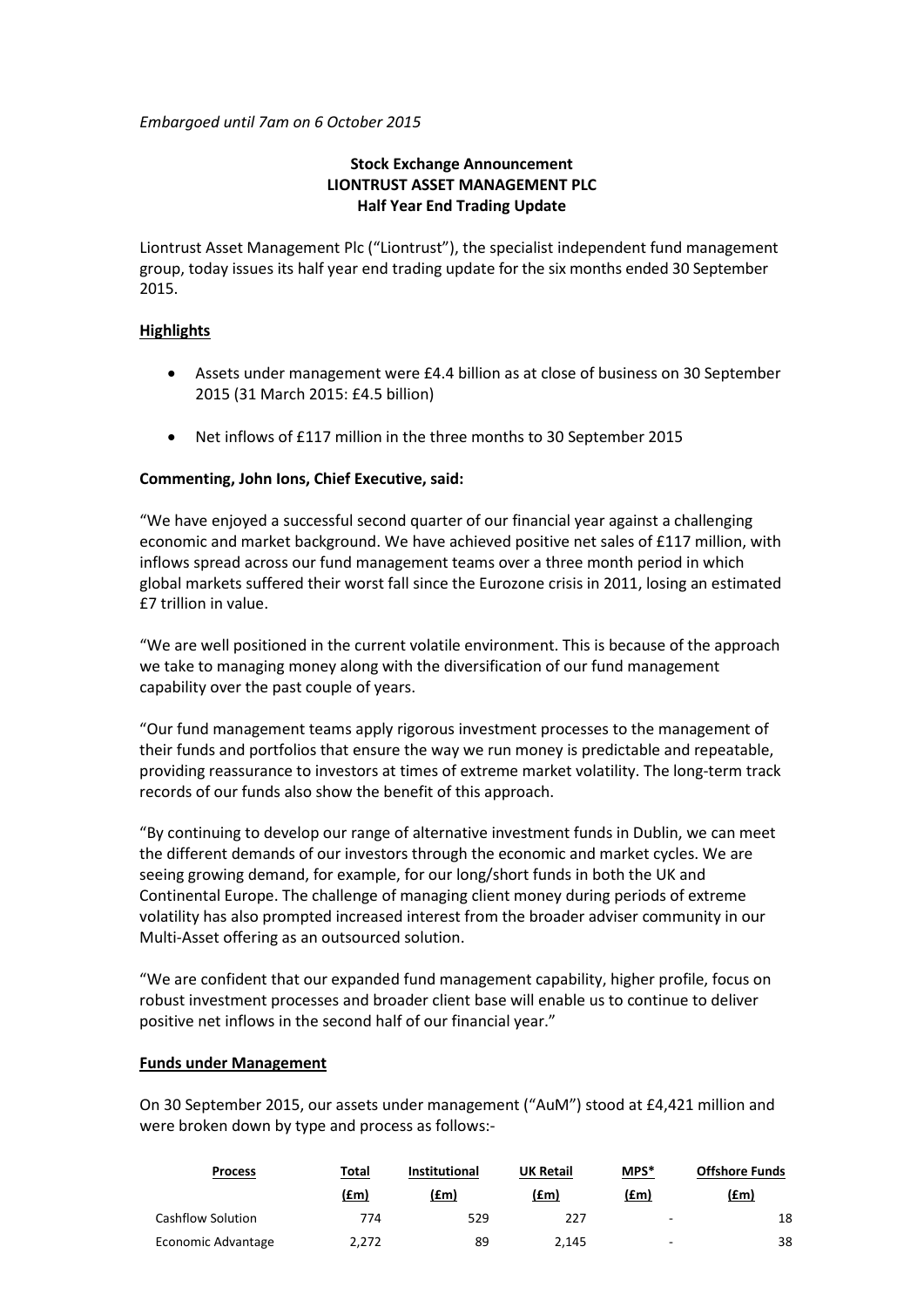*Embargoed until 7am on 6 October 2015*

**Stock Exchange Announcement**
**LIONTRUST ASSET MANAGEMENT PLC**
**Half Year End Trading Update**

Liontrust Asset Management Plc ("Liontrust"), the specialist independent fund management group, today issues its half year end trading update for the six months ended 30 September 2015.

## Highlights

- Assets under management were £4.4 billion as at close of business on 30 September 2015 (31 March 2015: £4.5 billion)
- Net inflows of £117 million in the three months to 30 September 2015

**Commenting, John Ions, Chief Executive, said:**

"We have enjoyed a successful second quarter of our financial year against a challenging economic and market background. We have achieved positive net sales of £117 million, with inflows spread across our fund management teams over a three month period in which global markets suffered their worst fall since the Eurozone crisis in 2011, losing an estimated £7 trillion in value.

"We are well positioned in the current volatile environment. This is because of the approach we take to managing money along with the diversification of our fund management capability over the past couple of years.

"Our fund management teams apply rigorous investment processes to the management of their funds and portfolios that ensure the way we run money is predictable and repeatable, providing reassurance to investors at times of extreme market volatility. The long-term track records of our funds also show the benefit of this approach.

"By continuing to develop our range of alternative investment funds in Dublin, we can meet the different demands of our investors through the economic and market cycles. We are seeing growing demand, for example, for our long/short funds in both the UK and Continental Europe. The challenge of managing client money during periods of extreme volatility has also prompted increased interest from the broader adviser community in our Multi-Asset offering as an outsourced solution.

"We are confident that our expanded fund management capability, higher profile, focus on robust investment processes and broader client base will enable us to continue to deliver positive net inflows in the second half of our financial year."

## Funds under Management

On 30 September 2015, our assets under management ("AuM") stood at £4,421 million and were broken down by type and process as follows:-

| Process | Total (£m) | Institutional (£m) | UK Retail (£m) | MPS* (£m) | Offshore Funds (£m) |
|---|---|---|---|---|---|
| Cashflow Solution | 774 | 529 | 227 | - | 18 |
| Economic Advantage | 2,272 | 89 | 2,145 | - | 38 |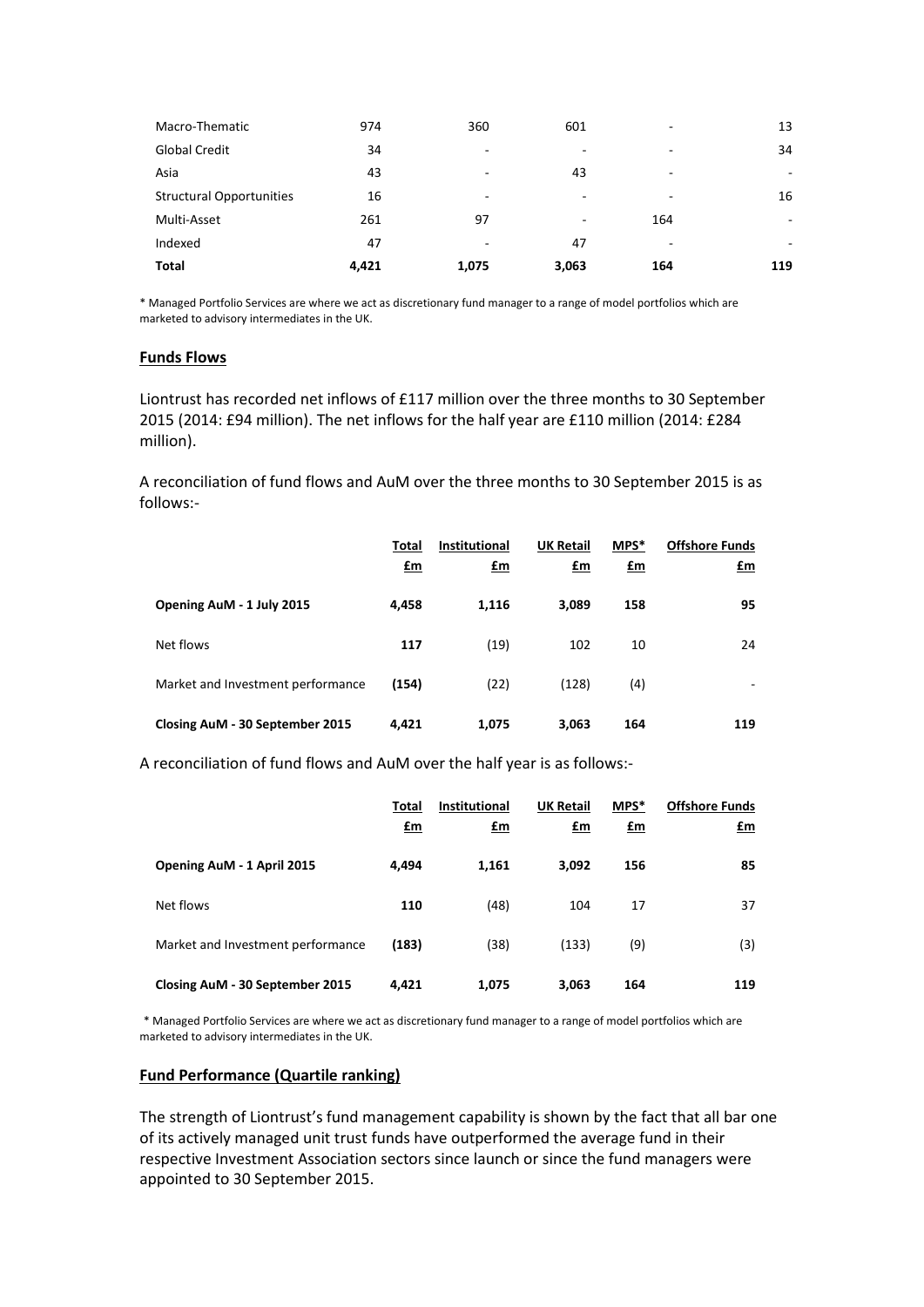| | | | | | |
|---|---|---|---|---|---|
| Macro-Thematic | 974 | 360 | 601 | - | 13 |
| Global Credit | 34 | - | - | - | 34 |
| Asia | 43 | - | 43 | - | - |
| Structural Opportunities | 16 | - | - | - | 16 |
| Multi-Asset | 261 | 97 | - | 164 | - |
| Indexed | 47 | - | 47 | - | - |
| **Total** | **4,421** | **1,075** | **3,063** | **164** | **119** |

* Managed Portfolio Services are where we act as discretionary fund manager to a range of model portfolios which are marketed to advisory intermediates in the UK.

## Funds Flows

Liontrust has recorded net inflows of £117 million over the three months to 30 September 2015 (2014: £94 million). The net inflows for the half year are £110 million (2014: £284 million).

A reconciliation of fund flows and AuM over the three months to 30 September 2015 is as follows:-

| | Total £m | Institutional £m | UK Retail £m | MPS* £m | Offshore Funds £m |
|---|---|---|---|---|---|
| **Opening AuM - 1 July 2015** | **4,458** | **1,116** | **3,089** | **158** | **95** |
| Net flows | **117** | (19) | 102 | 10 | 24 |
| Market and Investment performance | **(154)** | (22) | (128) | (4) | - |
| **Closing AuM - 30 September 2015** | **4,421** | **1,075** | **3,063** | **164** | **119** |

A reconciliation of fund flows and AuM over the half year is as follows:-

| | Total £m | Institutional £m | UK Retail £m | MPS* £m | Offshore Funds £m |
|---|---|---|---|---|---|
| **Opening AuM - 1 April 2015** | **4,494** | **1,161** | **3,092** | **156** | **85** |
| Net flows | **110** | (48) | 104 | 17 | 37 |
| Market and Investment performance | **(183)** | (38) | (133) | (9) | (3) |
| **Closing AuM - 30 September 2015** | **4,421** | **1,075** | **3,063** | **164** | **119** |

* Managed Portfolio Services are where we act as discretionary fund manager to a range of model portfolios which are marketed to advisory intermediates in the UK.

## Fund Performance (Quartile ranking)

The strength of Liontrust's fund management capability is shown by the fact that all bar one of its actively managed unit trust funds have outperformed the average fund in their respective Investment Association sectors since launch or since the fund managers were appointed to 30 September 2015.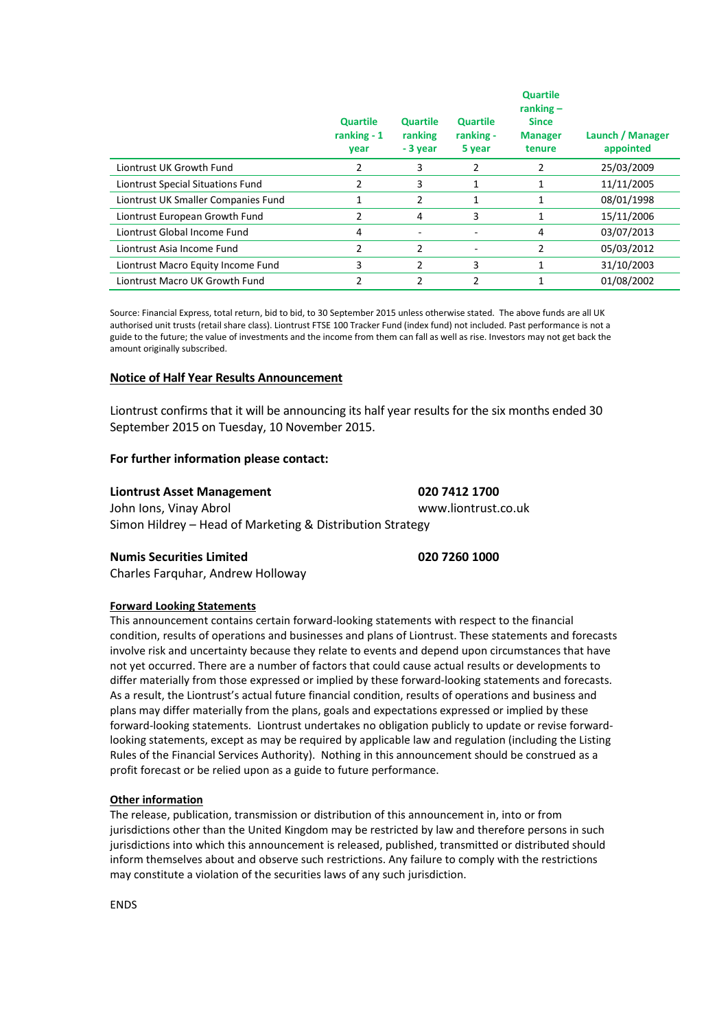| | Quartile ranking - 1 year | Quartile ranking - 3 year | Quartile ranking - 5 year | Quartile ranking – Since Manager tenure | Launch / Manager appointed |
|---|---|---|---|---|---|
| Liontrust UK Growth Fund | 2 | 3 | 2 | 2 | 25/03/2009 |
| Liontrust Special Situations Fund | 2 | 3 | 1 | 1 | 11/11/2005 |
| Liontrust UK Smaller Companies Fund | 1 | 2 | 1 | 1 | 08/01/1998 |
| Liontrust European Growth Fund | 2 | 4 | 3 | 1 | 15/11/2006 |
| Liontrust Global Income Fund | 4 | - | - | 4 | 03/07/2013 |
| Liontrust Asia Income Fund | 2 | 2 | - | 2 | 05/03/2012 |
| Liontrust Macro Equity Income Fund | 3 | 2 | 3 | 1 | 31/10/2003 |
| Liontrust Macro UK Growth Fund | 2 | 2 | 2 | 1 | 01/08/2002 |

Source: Financial Express, total return, bid to bid, to 30 September 2015 unless otherwise stated. The above funds are all UK authorised unit trusts (retail share class). Liontrust FTSE 100 Tracker Fund (index fund) not included. Past performance is not a guide to the future; the value of investments and the income from them can fall as well as rise. Investors may not get back the amount originally subscribed.

## Notice of Half Year Results Announcement

Liontrust confirms that it will be announcing its half year results for the six months ended 30 September 2015 on Tuesday, 10 November 2015.

**For further information please contact:**

**Liontrust Asset Management** — **020 7412 1700**
John Ions, Vinay Abrol — www.liontrust.co.uk
Simon Hildrey – Head of Marketing & Distribution Strategy

**Numis Securities Limited** — **020 7260 1000**
Charles Farquhar, Andrew Holloway

### Forward Looking Statements

This announcement contains certain forward-looking statements with respect to the financial condition, results of operations and businesses and plans of Liontrust. These statements and forecasts involve risk and uncertainty because they relate to events and depend upon circumstances that have not yet occurred. There are a number of factors that could cause actual results or developments to differ materially from those expressed or implied by these forward-looking statements and forecasts. As a result, the Liontrust's actual future financial condition, results of operations and business and plans may differ materially from the plans, goals and expectations expressed or implied by these forward-looking statements. Liontrust undertakes no obligation publicly to update or revise forward-looking statements, except as may be required by applicable law and regulation (including the Listing Rules of the Financial Services Authority). Nothing in this announcement should be construed as a profit forecast or be relied upon as a guide to future performance.

### Other information

The release, publication, transmission or distribution of this announcement in, into or from jurisdictions other than the United Kingdom may be restricted by law and therefore persons in such jurisdictions into which this announcement is released, published, transmitted or distributed should inform themselves about and observe such restrictions. Any failure to comply with the restrictions may constitute a violation of the securities laws of any such jurisdiction.

ENDS